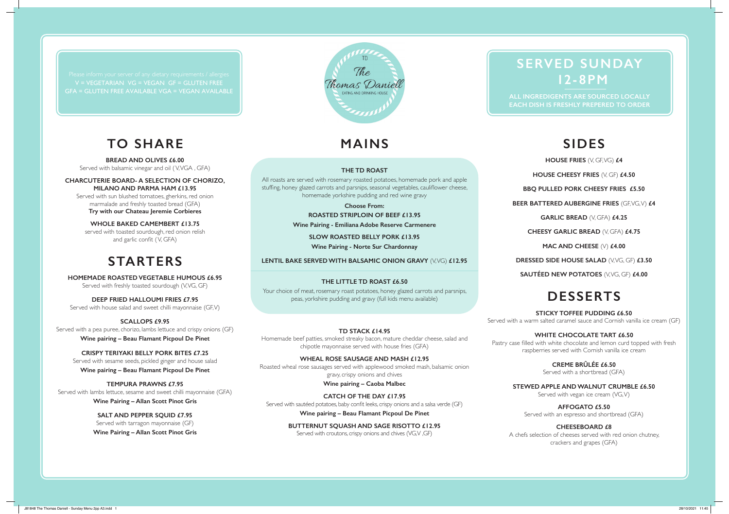Please inform your server of any dietary requirements / allergies
V = VEGETARIAN VG = VEGAN GF = GLUTEN FREE
GFA = GLUTEN FREE AVAILABLE VGA = VEGAN AVAILABLE

TD
The Thomas Daniell
EATING AND DRINKING HOUSE

# SERVED SUNDAY 12-8PM

ALL INGREDIGENTS ARE SOURCED LOCALLY
EACH DISH IS FRESHLY PREPERED TO ORDER

## TO SHARE

**BREAD AND OLIVES £6.00**
Served with balsamic vinegar and oil ( V,VGA , GFA)

**CHARCUTERIE BOARD- A SELECTION OF CHORIZO, MILANO AND PARMA HAM £13.95**
Served with sun blushed tomatoes, gherkins, red onion marmalade and freshly toasted bread (GFA)
**Try with our Chateau Jeremie Corbieres**

**WHOLE BAKED CAMEMBERT £13.75**
served with toasted sourdough, red onion relish and garlic confit ( V, GFA)

## STARTERS

**HOMEMADE ROASTED VEGETABLE HUMOUS £6.95**
Served with freshly toasted sourdough (V,VG, GF)

**DEEP FRIED HALLOUMI FRIES £7.95**
Served with house salad and sweet chilli mayonnaise (GF,V)

**SCALLOPS £9.95**
Served with a pea puree, chorizo, lambs lettuce and crispy onions (GF)
**Wine pairing – Beau Flamant Picpoul De Pinet**

**CRISPY TERIYAKI BELLY PORK BITES £7.25**
Served with sesame seeds, pickled ginger and house salad
**Wine pairing – Beau Flamant Picpoul De Pinet**

**TEMPURA PRAWNS £7.95**
Served with lambs lettuce, sesame and sweet chilli mayonnaise (GFA)
**Wine Pairing – Allan Scott Pinot Gris**

**SALT AND PEPPER SQUID £7.95**
Served with tarragon mayonnaise (GF)
**Wine Pairing – Allan Scott Pinot Gris**

## MAINS

**THE TD ROAST**
All roasts are served with rosemary roasted potatoes, homemade pork and apple stuffing, honey glazed carrots and parsnips, seasonal vegetables, cauliflower cheese, homemade yorkshire pudding and red wine gravy

**Choose From:**

**ROASTED STRIPLOIN OF BEEF £13.95**
**Wine Pairing - Emiliana Adobe Reserve Carmenere**

**SLOW ROASTED BELLY PORK £13.95**
**Wine Pairing - Norte Sur Chardonnay**

**LENTIL BAKE SERVED WITH BALSAMIC ONION GRAVY** (V,VG) **£12.95**

**THE LITTLE TD ROAST £6.50**
Your choice of meat, rosemary roast potatoes, honey glazed carrots and parsnips, peas, yorkshire pudding and gravy (full kids menu available)

**TD STACK £14.95**
Homemade beef patties, smoked streaky bacon, mature cheddar cheese, salad and chipotle mayonnaise served with house fries (GFA)

**WHEAL ROSE SAUSAGE AND MASH £12.95**
Roasted wheal rose sausages served with applewood smoked mash, balsamic onion gravy, crispy onions and chives
**Wine pairing – Caoba Malbec**

**CATCH OF THE DAY £17.95**
Served with sautéed potatoes, baby confit leeks, crispy onions and a salsa verde (GF)
**Wine pairing – Beau Flamant Picpoul De Pinet**

**BUTTERNUT SQUASH AND SAGE RISOTTO £12.95**
Served with croutons, crispy onions and chives (VG,V ,GF)

## SIDES

**HOUSE FRIES** (V, GF, VG) **£4**

**HOUSE CHEESY FRIES** (V, GF) **£4.50**

**BBQ PULLED PORK CHEESY FRIES £5.50**

**BEER BATTERED AUBERGINE FRIES** (GF,VG,V) **£4**

**GARLIC BREAD** (V, GFA) **£4.25**

**CHEESY GARLIC BREAD** (V, GFA) **£4.75**

**MAC AND CHEESE** (V) **£4.00**

**DRESSED SIDE HOUSE SALAD** (V,VG, GF) **£3.50**

**SAUTÉED NEW POTATOES** (V,VG, GF) **£4.00**

## DESSERTS

**STICKY TOFFEE PUDDING £6.50**
Served with a warm salted caramel sauce and Cornish vanilla ice cream (GF)

**WHITE CHOCOLATE TART £6.50**
Pastry case filled with white chocolate and lemon curd topped with fresh raspberries served with Cornish vanilla ice cream

**CREME BRÛLÉE £6.50**
Served with a shortbread (GFA)

**STEWED APPLE AND WALNUT CRUMBLE £6.50**
Served with vegan ice cream (VG,V)

**AFFOGATO £5.50**
Served with an espresso and shortbread (GFA)

**CHEESEBOARD £8**
A chefs selection of cheeses served with red onion chutney, crackers and grapes (GFA)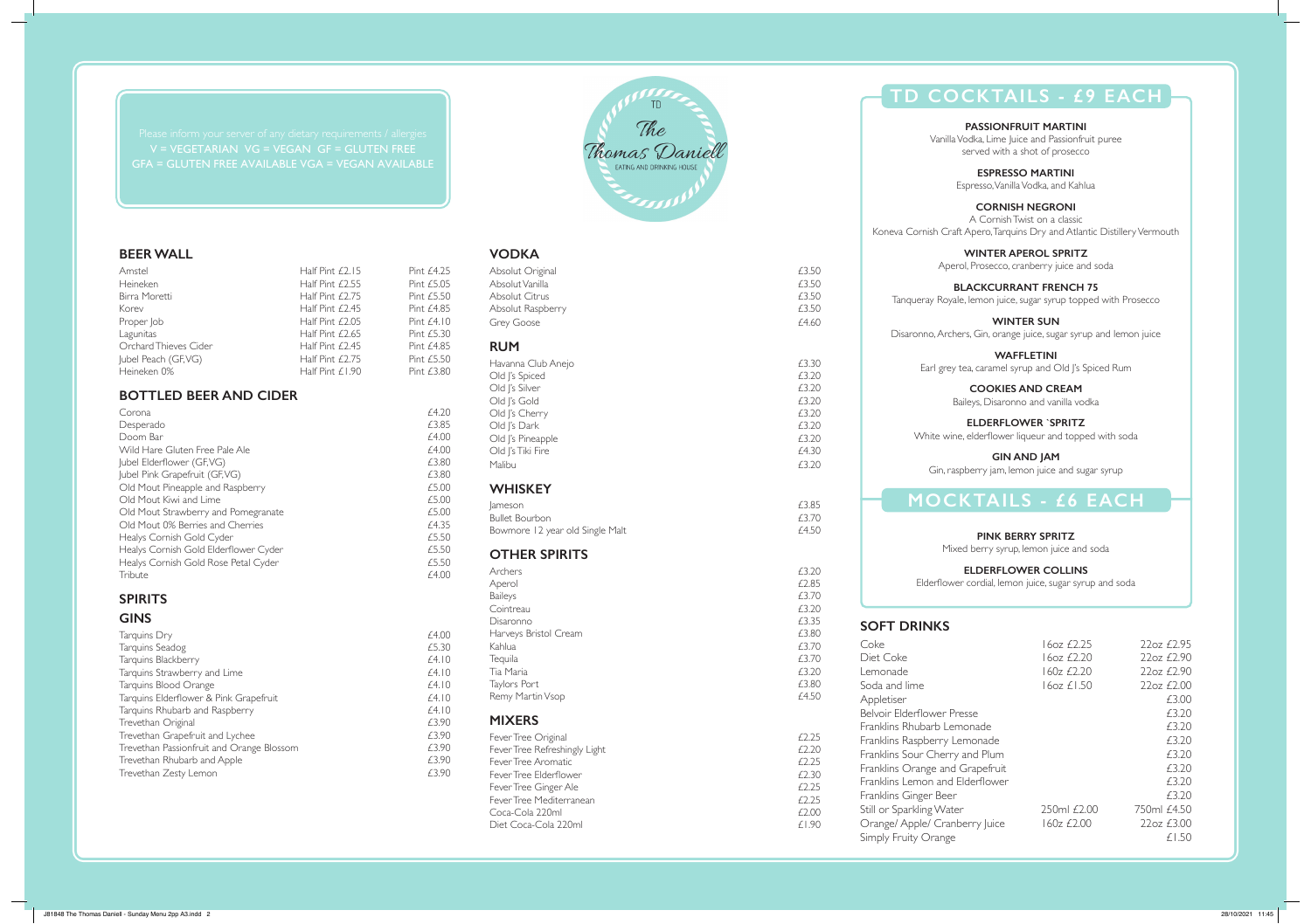Please inform your server of any dietary requirements / allergies
V = VEGETARIAN VG = VEGAN GF = GLUTEN FREE
GFA = GLUTEN FREE AVAILABLE VGA = VEGAN AVAILABLE

TD
The Thomas Daniell
EATING AND DRINKING HOUSE

## BEER WALL

| | | |
|---|---|---|
| Amstel | Half Pint £2.15 | Pint £4.25 |
| Heineken | Half Pint £2.55 | Pint £5.05 |
| Birra Moretti | Half Pint £2.75 | Pint £5.50 |
| Korev | Half Pint £2.45 | Pint £4.85 |
| Proper Job | Half Pint £2.05 | Pint £4.10 |
| Lagunitas | Half Pint £2.65 | Pint £5.30 |
| Orchard Thieves Cider | Half Pint £2.45 | Pint £4.85 |
| Jubel Peach (GF,VG) | Half Pint £2.75 | Pint £5.50 |
| Heineken 0% | Half Pint £1.90 | Pint £3.80 |

## BOTTLED BEER AND CIDER

| | |
|---|---|
| Corona | £4.20 |
| Desperado | £3.85 |
| Doom Bar | £4.00 |
| Wild Hare Gluten Free Pale Ale | £4.00 |
| Jubel Elderflower (GF,VG) | £3.80 |
| Jubel Pink Grapefruit (GF,VG) | £3.80 |
| Old Mout Pineapple and Raspberry | £5.00 |
| Old Mout Kiwi and Lime | £5.00 |
| Old Mout Strawberry and Pomegranate | £5.00 |
| Old Mout 0% Berries and Cherries | £4.35 |
| Healys Cornish Gold Cyder | £5.50 |
| Healys Cornish Gold Elderflower Cyder | £5.50 |
| Healys Cornish Gold Rose Petal Cyder | £5.50 |
| Tribute | £4.00 |

## SPIRITS

### GINS

| | |
|---|---|
| Tarquins Dry | £4.00 |
| Tarquins Seadog | £5.30 |
| Tarquins Blackberry | £4.10 |
| Tarquins Strawberry and Lime | £4.10 |
| Tarquins Blood Orange | £4.10 |
| Tarquins Elderflower & Pink Grapefruit | £4.10 |
| Tarquins Rhubarb and Raspberry | £4.10 |
| Trevethan Original | £3.90 |
| Trevethan Grapefruit and Lychee | £3.90 |
| Trevethan Passionfruit and Orange Blossom | £3.90 |
| Trevethan Rhubarb and Apple | £3.90 |
| Trevethan Zesty Lemon | £3.90 |

## VODKA

| | |
|---|---|
| Absolut Original | £3.50 |
| Absolut Vanilla | £3.50 |
| Absolut Citrus | £3.50 |
| Absolut Raspberry | £3.50 |
| Grey Goose | £4.60 |

## RUM

| | |
|---|---|
| Havanna Club Anejo | £3.30 |
| Old J's Spiced | £3.20 |
| Old J's Silver | £3.20 |
| Old J's Gold | £3.20 |
| Old J's Cherry | £3.20 |
| Old J's Dark | £3.20 |
| Old J's Pineapple | £3.20 |
| Old J's Tiki Fire | £4.30 |
| Malibu | £3.20 |

## WHISKEY

| | |
|---|---|
| Jameson | £3.85 |
| Bullet Bourbon | £3.70 |
| Bowmore 12 year old Single Malt | £4.50 |

## OTHER SPIRITS

| | |
|---|---|
| Archers | £3.20 |
| Aperol | £2.85 |
| Baileys | £3.70 |
| Cointreau | £3.20 |
| Disaronno | £3.35 |
| Harveys Bristol Cream | £3.80 |
| Kahlua | £3.70 |
| Tequila | £3.70 |
| Tia Maria | £3.20 |
| Taylors Port | £3.80 |
| Remy Martin Vsop | £4.50 |

## MIXERS

| | |
|---|---|
| Fever Tree Original | £2.25 |
| Fever Tree Refreshingly Light | £2.20 |
| Fever Tree Aromatic | £2.25 |
| Fever Tree Elderflower | £2.30 |
| Fever Tree Ginger Ale | £2.25 |
| Fever Tree Mediterranean | £2.25 |
| Coca-Cola 220ml | £2.00 |
| Diet Coca-Cola 220ml | £1.90 |

## TD COCKTAILS - £9 EACH

**PASSIONFRUIT MARTINI**
Vanilla Vodka, Lime Juice and Passionfruit puree served with a shot of prosecco

**ESPRESSO MARTINI**
Espresso, Vanilla Vodka, and Kahlua

**CORNISH NEGRONI**
A Cornish Twist on a classic
Koneva Cornish Craft Apero, Tarquins Dry and Atlantic Distillery Vermouth

**WINTER APEROL SPRITZ**
Aperol, Prosecco, cranberry juice and soda

**BLACKCURRANT FRENCH 75**
Tanqueray Royale, lemon juice, sugar syrup topped with Prosecco

**WINTER SUN**
Disaronno, Archers, Gin, orange juice, sugar syrup and lemon juice

**WAFFLETINI**
Earl grey tea, caramel syrup and Old J's Spiced Rum

**COOKIES AND CREAM**
Baileys, Disaronno and vanilla vodka

**ELDERFLOWER `SPRITZ**
White wine, elderflower liqueur and topped with soda

**GIN AND JAM**
Gin, raspberry jam, lemon juice and sugar syrup

## MOCKTAILS - £6 EACH

**PINK BERRY SPRITZ**
Mixed berry syrup, lemon juice and soda

**ELDERFLOWER COLLINS**
Elderflower cordial, lemon juice, sugar syrup and soda

## SOFT DRINKS

| | | |
|---|---|---|
| Coke | 16oz £2.25 | 22oz £2.95 |
| Diet Coke | 16oz £2.20 | 22oz £2.90 |
| Lemonade | 16oz £2.20 | 22oz £2.90 |
| Soda and lime | 16oz £1.50 | 22oz £2.00 |
| Appletiser | | £3.00 |
| Belvoir Elderflower Presse | | £3.20 |
| Franklins Rhubarb Lemonade | | £3.20 |
| Franklins Raspberry Lemonade | | £3.20 |
| Franklins Sour Cherry and Plum | | £3.20 |
| Franklins Orange and Grapefruit | | £3.20 |
| Franklins Lemon and Elderflower | | £3.20 |
| Franklins Ginger Beer | | £3.20 |
| Still or Sparkling Water | 250ml £2.00 | 750ml £4.50 |
| Orange/ Apple/ Cranberry Juice | 16oz £2.00 | 22oz £3.00 |
| Simply Fruity Orange | | £1.50 |